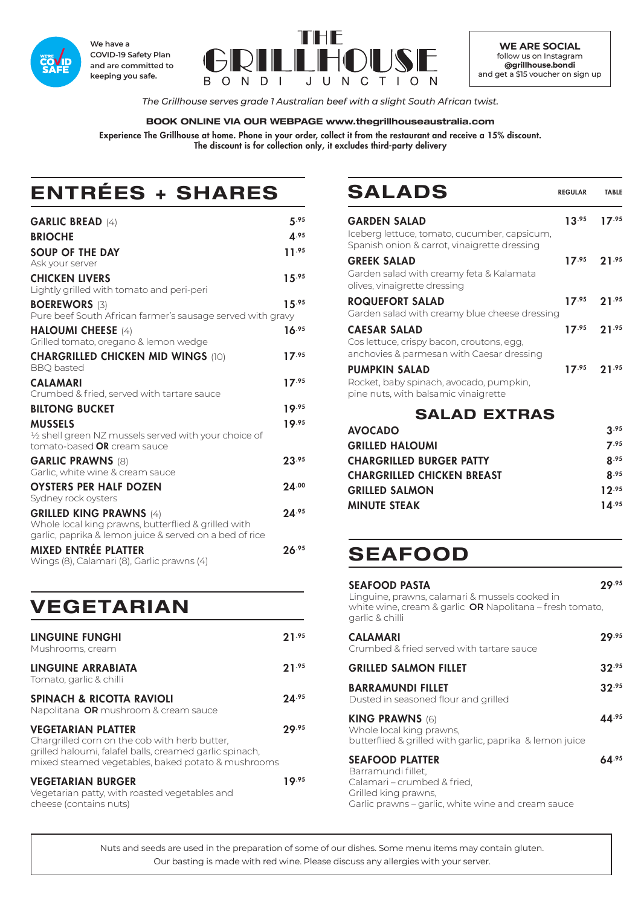We have a COVID-19 Safety Plan and are committed to keeping you safe.

# THE GRILLHOUSE
BONDI JUNCTION

**WE ARE SOCIAL**
follow us on Instagram
**@grillhouse.bondi**
and get a $15 voucher on sign up

*The Grillhouse serves grade 1 Australian beef with a slight South African twist.*

**BOOK ONLINE VIA OUR WEBPAGE www.thegrillhouseaustralia.com**

**Experience The Grillhouse at home. Phone in your order, collect it from the restaurant and receive a 15% discount. The discount is for collection only, it excludes third-party delivery**

## ENTRÉES + SHARES

**GARLIC BREAD** (4) — 5.95

**BRIOCHE** — 4.95

**SOUP OF THE DAY** — 11.95
Ask your server

**CHICKEN LIVERS** — 15.95
Lightly grilled with tomato and peri-peri

**BOEREWORS** (3) — 15.95
Pure beef South African farmer's sausage served with gravy

**HALOUMI CHEESE** (4) — 16.95
Grilled tomato, oregano & lemon wedge

**CHARGRILLED CHICKEN MID WINGS** (10) — 17.95
BBQ basted

**CALAMARI** — 17.95
Crumbed & fried, served with tartare sauce

**BILTONG BUCKET** — 19.95

**MUSSELS** — 19.95
½ shell green NZ mussels served with your choice of tomato-based **OR** cream sauce

**GARLIC PRAWNS** (8) — 23.95
Garlic, white wine & cream sauce

**OYSTERS PER HALF DOZEN** — 24.00
Sydney rock oysters

**GRILLED KING PRAWNS** (4) — 24.95
Whole local king prawns, butterflied & grilled with garlic, paprika & lemon juice & served on a bed of rice

**MIXED ENTRÉE PLATTER** — 26.95
Wings (8), Calamari (8), Garlic prawns (4)

## VEGETARIAN

**LINGUINE FUNGHI** — 21.95
Mushrooms, cream

**LINGUINE ARRABIATA** — 21.95
Tomato, garlic & chilli

**SPINACH & RICOTTA RAVIOLI** — 24.95
Napolitana **OR** mushroom & cream sauce

**VEGETARIAN PLATTER** — 29.95
Chargrilled corn on the cob with herb butter, grilled haloumi, falafel balls, creamed garlic spinach, mixed steamed vegetables, baked potato & mushrooms

**VEGETARIAN BURGER** — 19.95
Vegetarian patty, with roasted vegetables and cheese (contains nuts)

## SALADS

| | REGULAR | TABLE |
|---|---|---|
| **GARDEN SALAD**<br>Iceberg lettuce, tomato, cucumber, capsicum, Spanish onion & carrot, vinaigrette dressing | 13.95 | 17.95 |
| **GREEK SALAD**<br>Garden salad with creamy feta & Kalamata olives, vinaigrette dressing | 17.95 | 21.95 |
| **ROQUEFORT SALAD**<br>Garden salad with creamy blue cheese dressing | 17.95 | 21.95 |
| **CAESAR SALAD**<br>Cos lettuce, crispy bacon, croutons, egg, anchovies & parmesan with Caesar dressing | 17.95 | 21.95 |
| **PUMPKIN SALAD**<br>Rocket, baby spinach, avocado, pumpkin, pine nuts, with balsamic vinaigrette | 17.95 | 21.95 |

### SALAD EXTRAS

**AVOCADO** — 3.95

**GRILLED HALOUMI** — 7.95

**CHARGRILLED BURGER PATTY** — 8.95

**CHARGRILLED CHICKEN BREAST** — 8.95

**GRILLED SALMON** — 12.95

**MINUTE STEAK** — 14.95

## SEAFOOD

**SEAFOOD PASTA** — 29.95
Linguine, prawns, calamari & mussels cooked in white wine, cream & garlic **OR** Napolitana – fresh tomato, garlic & chilli

**CALAMARI** — 29.95
Crumbed & fried served with tartare sauce

**GRILLED SALMON FILLET** — 32.95

**BARRAMUNDI FILLET** — 32.95
Dusted in seasoned flour and grilled

**KING PRAWNS** (6) — 44.95
Whole local king prawns, butterflied & grilled with garlic, paprika & lemon juice

**SEAFOOD PLATTER** — 64.95
Barramundi fillet,
Calamari – crumbed & fried,
Grilled king prawns,
Garlic prawns – garlic, white wine and cream sauce

Nuts and seeds are used in the preparation of some of our dishes. Some menu items may contain gluten. Our basting is made with red wine. Please discuss any allergies with your server.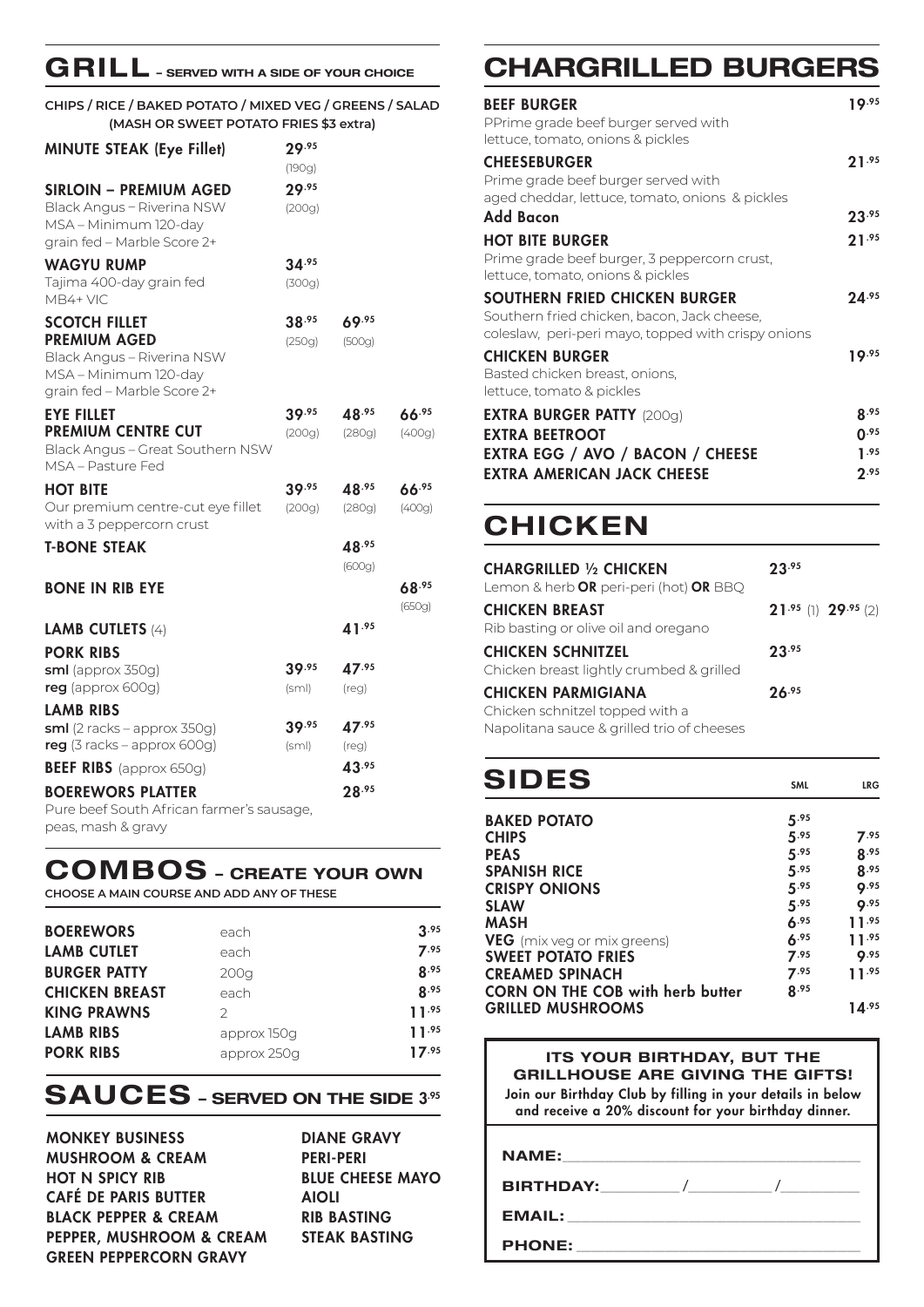## GRILL – SERVED WITH A SIDE OF YOUR CHOICE

**CHIPS / RICE / BAKED POTATO / MIXED VEG / GREENS / SALAD (MASH OR SWEET POTATO FRIES $3 extra)**

| | | | |
|---|---|---|---|
| **MINUTE STEAK (Eye Fillet)** | 29.95 (190g) | | |
| **SIRLOIN – PREMIUM AGED** Black Angus – Riverina NSW MSA – Minimum 120-day grain fed – Marble Score 2+ | 29.95 (200g) | | |
| **WAGYU RUMP** Tajima 400-day grain fed MB4+ VIC | 34.95 (300g) | | |
| **SCOTCH FILLET PREMIUM AGED** Black Angus – Riverina NSW MSA – Minimum 120-day grain fed – Marble Score 2+ | 38.95 (250g) | 69.95 (500g) | |
| **EYE FILLET PREMIUM CENTRE CUT** Black Angus – Great Southern NSW MSA – Pasture Fed | 39.95 (200g) | 48.95 (280g) | 66.95 (400g) |
| **HOT BITE** Our premium centre-cut eye fillet with a 3 peppercorn crust | 39.95 (200g) | 48.95 (280g) | 66.95 (400g) |
| **T-BONE STEAK** | | 48.95 (600g) | |
| **BONE IN RIB EYE** | | | 68.95 (650g) |
| **LAMB CUTLETS** (4) | | 41.95 | |
| **PORK RIBS** **sml** (approx 350g) **reg** (approx 600g) | 39.95 (sml) | 47.95 (reg) | |
| **LAMB RIBS** **sml** (2 racks – approx 350g) **reg** (3 racks – approx 600g) | 39.95 (sml) | 47.95 (reg) | |
| **BEEF RIBS** (approx 650g) | | 43.95 | |
| **BOEREWORS PLATTER** Pure beef South African farmer's sausage, peas, mash & gravy | | 28.95 | |

## COMBOS – CREATE YOUR OWN

**CHOOSE A MAIN COURSE AND ADD ANY OF THESE**

| | | |
|---|---|---|
| **BOEREWORS** | each | 3.95 |
| **LAMB CUTLET** | each | 7.95 |
| **BURGER PATTY** | 200g | 8.95 |
| **CHICKEN BREAST** | each | 8.95 |
| **KING PRAWNS** | 2 | 11.95 |
| **LAMB RIBS** | approx 150g | 11.95 |
| **PORK RIBS** | approx 250g | 17.95 |

## SAUCES – SERVED ON THE SIDE 3.95

- MONKEY BUSINESS
- MUSHROOM & CREAM
- HOT N SPICY RIB
- CAFÉ DE PARIS BUTTER
- BLACK PEPPER & CREAM
- PEPPER, MUSHROOM & CREAM
- GREEN PEPPERCORN GRAVY
- DIANE GRAVY
- PERI-PERI
- BLUE CHEESE MAYO
- AIOLI
- RIB BASTING
- STEAK BASTING

## CHARGRILLED BURGERS

| | |
|---|---|
| **BEEF BURGER** PPrime grade beef burger served with lettuce, tomato, onions & pickles | 19.95 |
| **CHEESEBURGER** Prime grade beef burger served with aged cheddar, lettuce, tomato, onions & pickles | 21.95 |
| **Add Bacon** | 23.95 |
| **HOT BITE BURGER** Prime grade beef burger, 3 peppercorn crust, lettuce, tomato, onions & pickles | 21.95 |
| **SOUTHERN FRIED CHICKEN BURGER** Southern fried chicken, bacon, Jack cheese, coleslaw, peri-peri mayo, topped with crispy onions | 24.95 |
| **CHICKEN BURGER** Basted chicken breast, onions, lettuce, tomato & pickles | 19.95 |
| **EXTRA BURGER PATTY** (200g) | 8.95 |
| **EXTRA BEETROOT** | 0.95 |
| **EXTRA EGG / AVO / BACON / CHEESE** | 1.95 |
| **EXTRA AMERICAN JACK CHEESE** | 2.95 |

## CHICKEN

| | |
|---|---|
| **CHARGRILLED ½ CHICKEN** Lemon & herb **OR** peri-peri (hot) **OR** BBQ | 23.95 |
| **CHICKEN BREAST** Rib basting or olive oil and oregano | 21.95 (1) 29.95 (2) |
| **CHICKEN SCHNITZEL** Chicken breast lightly crumbed & grilled | 23.95 |
| **CHICKEN PARMIGIANA** Chicken schnitzel topped with a Napolitana sauce & grilled trio of cheeses | 26.95 |

## SIDES

| | SML | LRG |
|---|---|---|
| **BAKED POTATO** | 5.95 | |
| **CHIPS** | 5.95 | 7.95 |
| **PEAS** | 5.95 | 8.95 |
| **SPANISH RICE** | 5.95 | 8.95 |
| **CRISPY ONIONS** | 5.95 | 9.95 |
| **SLAW** | 5.95 | 9.95 |
| **MASH** | 6.95 | 11.95 |
| **VEG** (mix veg or mix greens) | 6.95 | 11.95 |
| **SWEET POTATO FRIES** | 7.95 | 9.95 |
| **CREAMED SPINACH** | 7.95 | 11.95 |
| **CORN ON THE COB with herb butter** | 8.95 | |
| **GRILLED MUSHROOMS** | | 14.95 |

**ITS YOUR BIRTHDAY, BUT THE GRILLHOUSE ARE GIVING THE GIFTS!**

Join our Birthday Club by filling in your details in below and receive a 20% discount for your birthday dinner.

NAME: ____________________

BIRTHDAY: ______ / ______ / ______

EMAIL: ____________________

PHONE: ____________________